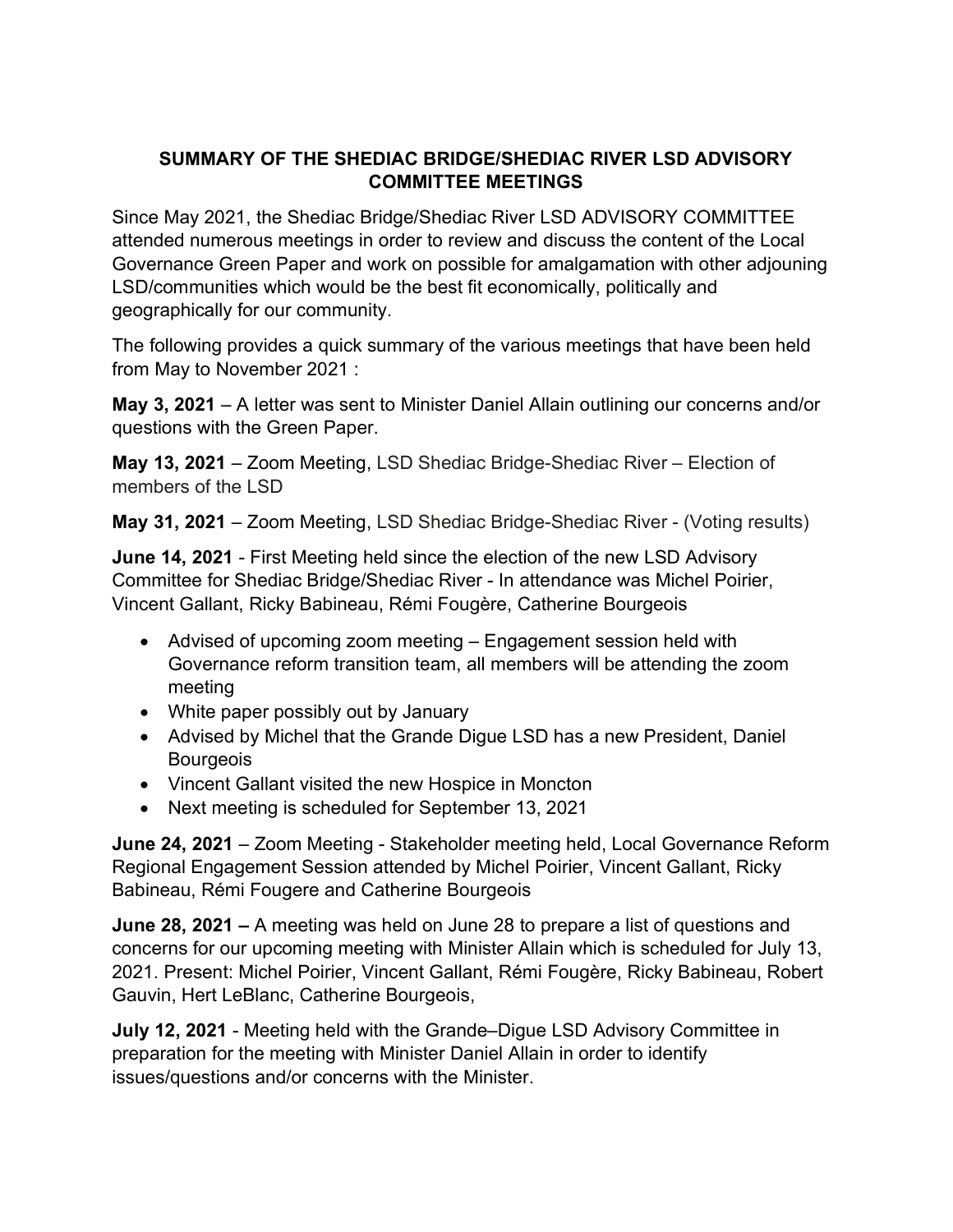# SUMMARY OF THE SHEDIAC BRIDGE/SHEDIAC RIVER LSD ADVISORY COMMITTEE MEETINGS

Since May 2021, the Shediac Bridge/Shediac River LSD ADVISORY COMMITTEE attended numerous meetings in order to review and discuss the content of the Local Governance Green Paper and work on possible for amalgamation with other adjouning LSD/communities which would be the best fit economically, politically and geographically for our community.

The following provides a quick summary of the various meetings that have been held from May to November 2021 :

**May 3, 2021** – A letter was sent to Minister Daniel Allain outlining our concerns and/or questions with the Green Paper.

**May 13, 2021** – Zoom Meeting, LSD Shediac Bridge-Shediac River – Election of members of the LSD

**May 31, 2021** – Zoom Meeting, LSD Shediac Bridge-Shediac River - (Voting results)

**June 14, 2021** - First Meeting held since the election of the new LSD Advisory Committee for Shediac Bridge/Shediac River - In attendance was Michel Poirier, Vincent Gallant, Ricky Babineau, Rémi Fougère, Catherine Bourgeois

- Advised of upcoming zoom meeting – Engagement session held with Governance reform transition team, all members will be attending the zoom meeting
- White paper possibly out by January
- Advised by Michel that the Grande Digue LSD has a new President, Daniel Bourgeois
- Vincent Gallant visited the new Hospice in Moncton
- Next meeting is scheduled for September 13, 2021

**June 24, 2021** – Zoom Meeting - Stakeholder meeting held, Local Governance Reform Regional Engagement Session attended by Michel Poirier, Vincent Gallant, Ricky Babineau, Rémi Fougere and Catherine Bourgeois

**June 28, 2021 –** A meeting was held on June 28 to prepare a list of questions and concerns for our upcoming meeting with Minister Allain which is scheduled for July 13, 2021. Present: Michel Poirier, Vincent Gallant, Rémi Fougère, Ricky Babineau, Robert Gauvin, Hert LeBlanc, Catherine Bourgeois,

**July 12, 2021** - Meeting held with the Grande–Digue LSD Advisory Committee in preparation for the meeting with Minister Daniel Allain in order to identify issues/questions and/or concerns with the Minister.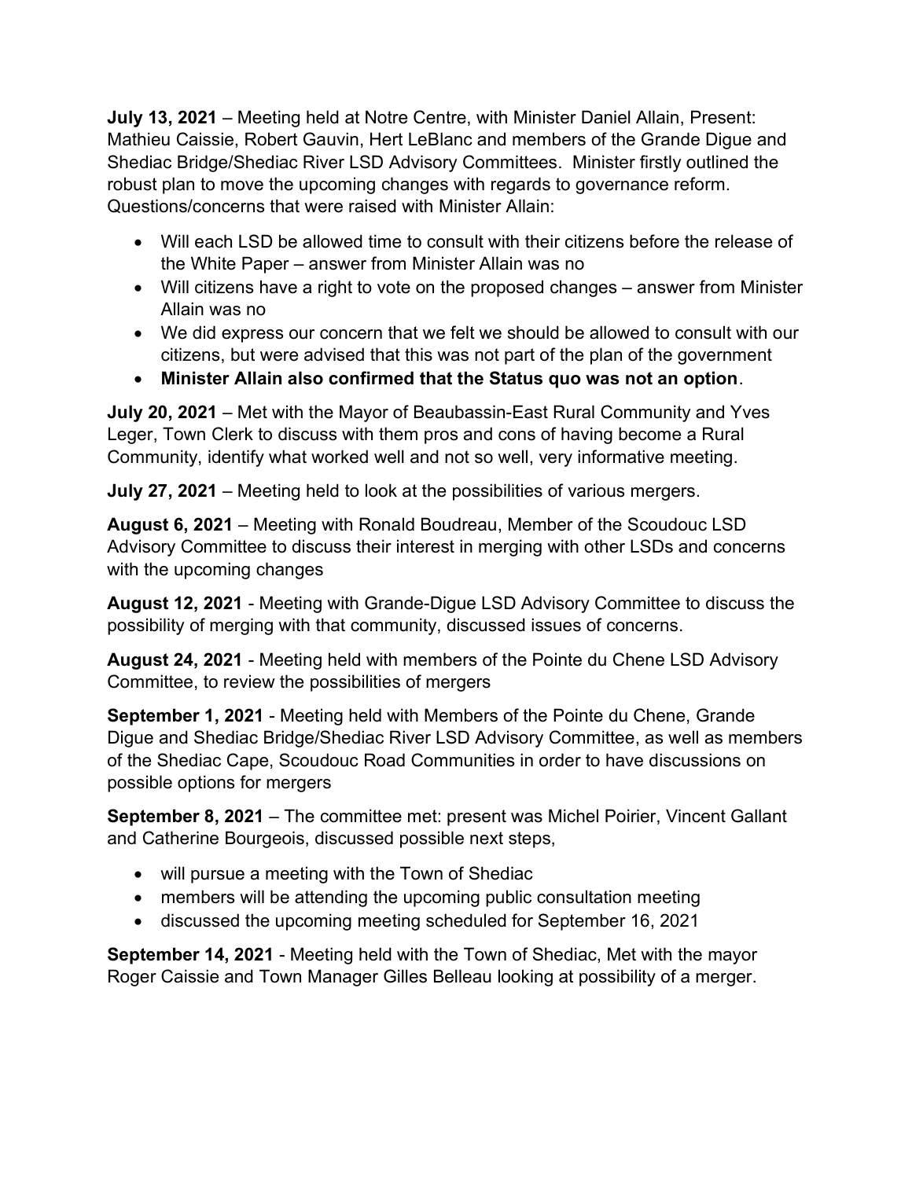**July 13, 2021** – Meeting held at Notre Centre, with Minister Daniel Allain, Present: Mathieu Caissie, Robert Gauvin, Hert LeBlanc and members of the Grande Digue and Shediac Bridge/Shediac River LSD Advisory Committees. Minister firstly outlined the robust plan to move the upcoming changes with regards to governance reform. Questions/concerns that were raised with Minister Allain:

- Will each LSD be allowed time to consult with their citizens before the release of the White Paper – answer from Minister Allain was no
- Will citizens have a right to vote on the proposed changes – answer from Minister Allain was no
- We did express our concern that we felt we should be allowed to consult with our citizens, but were advised that this was not part of the plan of the government
- **Minister Allain also confirmed that the Status quo was not an option**.

**July 20, 2021** – Met with the Mayor of Beaubassin-East Rural Community and Yves Leger, Town Clerk to discuss with them pros and cons of having become a Rural Community, identify what worked well and not so well, very informative meeting.

**July 27, 2021** – Meeting held to look at the possibilities of various mergers.

**August 6, 2021** – Meeting with Ronald Boudreau, Member of the Scoudouc LSD Advisory Committee to discuss their interest in merging with other LSDs and concerns with the upcoming changes

**August 12, 2021** - Meeting with Grande-Digue LSD Advisory Committee to discuss the possibility of merging with that community, discussed issues of concerns.

**August 24, 2021** - Meeting held with members of the Pointe du Chene LSD Advisory Committee, to review the possibilities of mergers

**September 1, 2021** - Meeting held with Members of the Pointe du Chene, Grande Digue and Shediac Bridge/Shediac River LSD Advisory Committee, as well as members of the Shediac Cape, Scoudouc Road Communities in order to have discussions on possible options for mergers

**September 8, 2021** – The committee met: present was Michel Poirier, Vincent Gallant and Catherine Bourgeois, discussed possible next steps,

- will pursue a meeting with the Town of Shediac
- members will be attending the upcoming public consultation meeting
- discussed the upcoming meeting scheduled for September 16, 2021

**September 14, 2021** - Meeting held with the Town of Shediac, Met with the mayor Roger Caissie and Town Manager Gilles Belleau looking at possibility of a merger.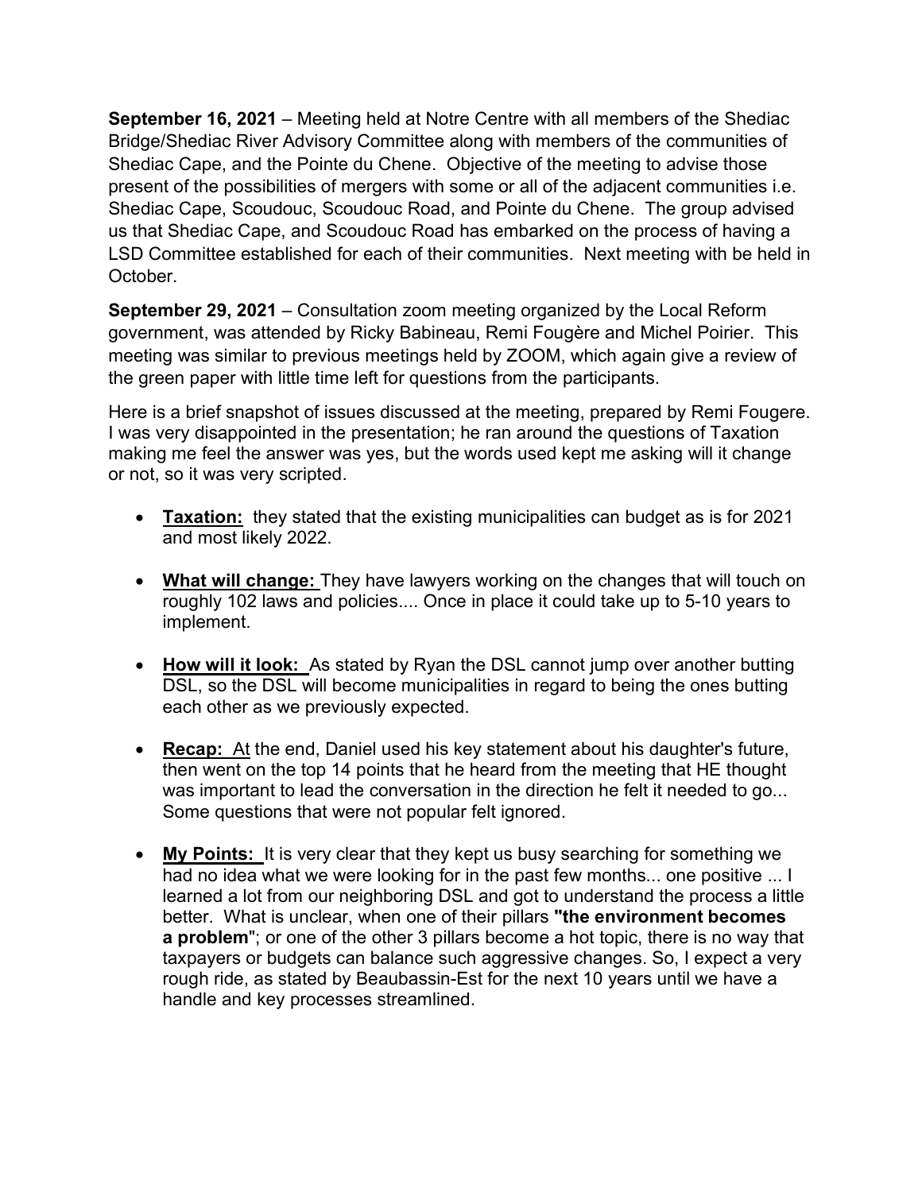**September 16, 2021** – Meeting held at Notre Centre with all members of the Shediac Bridge/Shediac River Advisory Committee along with members of the communities of Shediac Cape, and the Pointe du Chene. Objective of the meeting to advise those present of the possibilities of mergers with some or all of the adjacent communities i.e. Shediac Cape, Scoudouc, Scoudouc Road, and Pointe du Chene. The group advised us that Shediac Cape, and Scoudouc Road has embarked on the process of having a LSD Committee established for each of their communities. Next meeting with be held in October.

**September 29, 2021** – Consultation zoom meeting organized by the Local Reform government, was attended by Ricky Babineau, Remi Fougère and Michel Poirier. This meeting was similar to previous meetings held by ZOOM, which again give a review of the green paper with little time left for questions from the participants.

Here is a brief snapshot of issues discussed at the meeting, prepared by Remi Fougere. I was very disappointed in the presentation; he ran around the questions of Taxation making me feel the answer was yes, but the words used kept me asking will it change or not, so it was very scripted.

- **Taxation:** they stated that the existing municipalities can budget as is for 2021 and most likely 2022.
- **What will change:** They have lawyers working on the changes that will touch on roughly 102 laws and policies.... Once in place it could take up to 5-10 years to implement.
- **How will it look:** As stated by Ryan the DSL cannot jump over another butting DSL, so the DSL will become municipalities in regard to being the ones butting each other as we previously expected.
- **Recap:** At the end, Daniel used his key statement about his daughter's future, then went on the top 14 points that he heard from the meeting that HE thought was important to lead the conversation in the direction he felt it needed to go... Some questions that were not popular felt ignored.
- **My Points:** It is very clear that they kept us busy searching for something we had no idea what we were looking for in the past few months... one positive ... I learned a lot from our neighboring DSL and got to understand the process a little better. What is unclear, when one of their pillars **"the environment becomes a problem**"; or one of the other 3 pillars become a hot topic, there is no way that taxpayers or budgets can balance such aggressive changes. So, I expect a very rough ride, as stated by Beaubassin-Est for the next 10 years until we have a handle and key processes streamlined.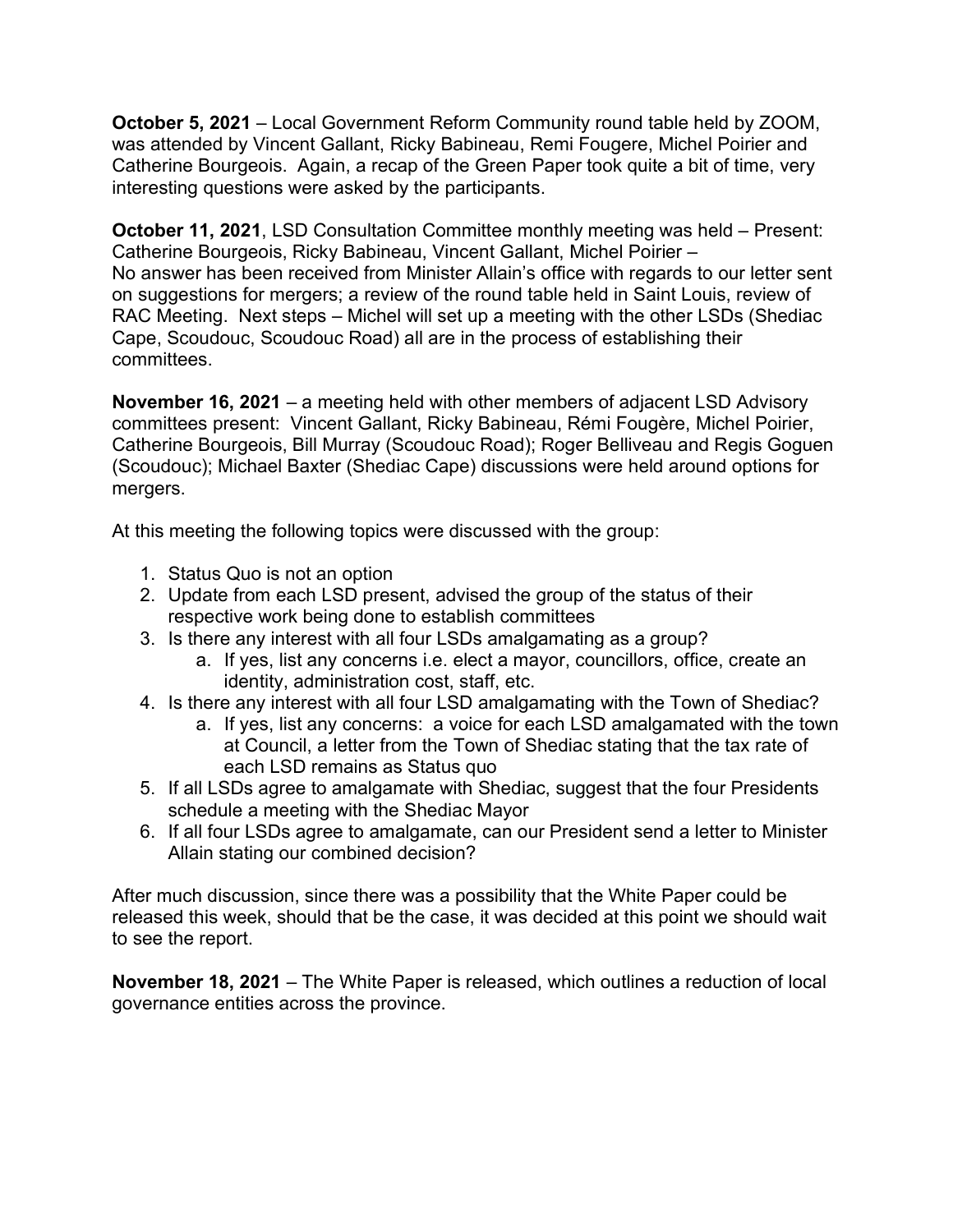**October 5, 2021** – Local Government Reform Community round table held by ZOOM, was attended by Vincent Gallant, Ricky Babineau, Remi Fougere, Michel Poirier and Catherine Bourgeois. Again, a recap of the Green Paper took quite a bit of time, very interesting questions were asked by the participants.

**October 11, 2021**, LSD Consultation Committee monthly meeting was held – Present: Catherine Bourgeois, Ricky Babineau, Vincent Gallant, Michel Poirier – No answer has been received from Minister Allain's office with regards to our letter sent on suggestions for mergers; a review of the round table held in Saint Louis, review of RAC Meeting. Next steps – Michel will set up a meeting with the other LSDs (Shediac Cape, Scoudouc, Scoudouc Road) all are in the process of establishing their committees.

**November 16, 2021** – a meeting held with other members of adjacent LSD Advisory committees present: Vincent Gallant, Ricky Babineau, Rémi Fougère, Michel Poirier, Catherine Bourgeois, Bill Murray (Scoudouc Road); Roger Belliveau and Regis Goguen (Scoudouc); Michael Baxter (Shediac Cape) discussions were held around options for mergers.

At this meeting the following topics were discussed with the group:

1. Status Quo is not an option
2. Update from each LSD present, advised the group of the status of their respective work being done to establish committees
3. Is there any interest with all four LSDs amalgamating as a group?
    a. If yes, list any concerns i.e. elect a mayor, councillors, office, create an identity, administration cost, staff, etc.
4. Is there any interest with all four LSD amalgamating with the Town of Shediac?
    a. If yes, list any concerns: a voice for each LSD amalgamated with the town at Council, a letter from the Town of Shediac stating that the tax rate of each LSD remains as Status quo
5. If all LSDs agree to amalgamate with Shediac, suggest that the four Presidents schedule a meeting with the Shediac Mayor
6. If all four LSDs agree to amalgamate, can our President send a letter to Minister Allain stating our combined decision?

After much discussion, since there was a possibility that the White Paper could be released this week, should that be the case, it was decided at this point we should wait to see the report.

**November 18, 2021** – The White Paper is released, which outlines a reduction of local governance entities across the province.